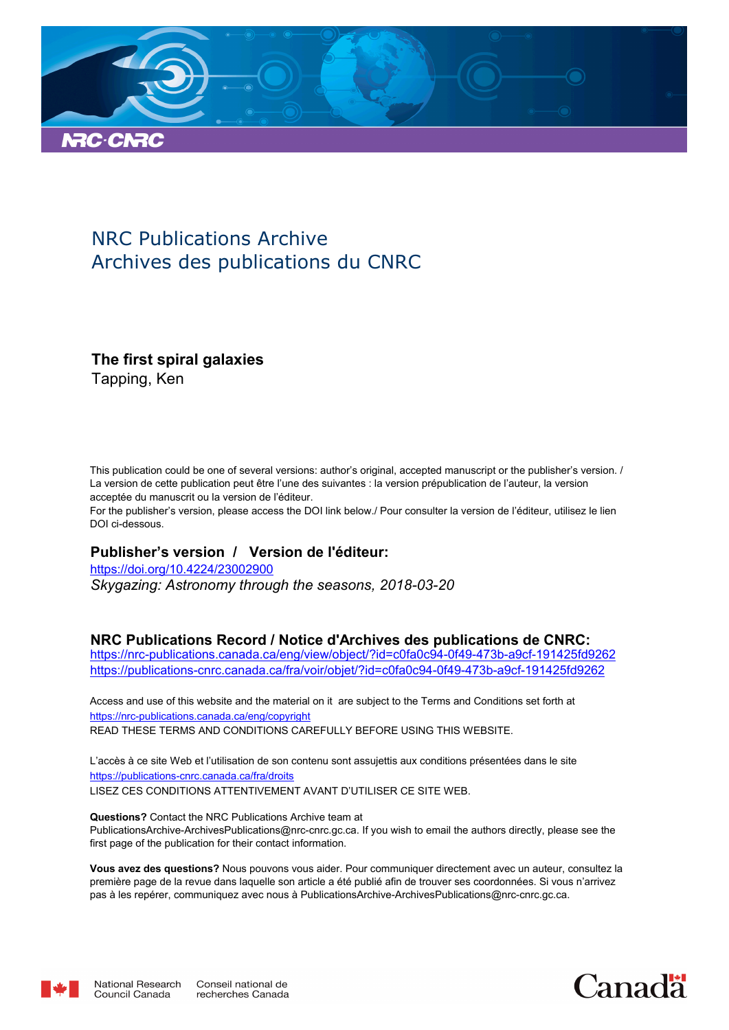NRC Publications Archive
Archives des publications du CNRC

**The first spiral galaxies**
Tapping, Ken

This publication could be one of several versions: author's original, accepted manuscript or the publisher's version. / La version de cette publication peut être l'une des suivantes : la version prépublication de l'auteur, la version acceptée du manuscrit ou la version de l'éditeur.
For the publisher's version, please access the DOI link below./ Pour consulter la version de l'éditeur, utilisez le lien DOI ci-dessous.

## Publisher's version / Version de l'éditeur:

https://doi.org/10.4224/23002900
*Skygazing: Astronomy through the seasons, 2018-03-20*

## NRC Publications Record / Notice d'Archives des publications de CNRC:

https://nrc-publications.canada.ca/eng/view/object/?id=c0fa0c94-0f49-473b-a9cf-191425fd9262
https://publications-cnrc.canada.ca/fra/voir/objet/?id=c0fa0c94-0f49-473b-a9cf-191425fd9262

Access and use of this website and the material on it are subject to the Terms and Conditions set forth at
https://nrc-publications.canada.ca/eng/copyright
READ THESE TERMS AND CONDITIONS CAREFULLY BEFORE USING THIS WEBSITE.

L'accès à ce site Web et l'utilisation de son contenu sont assujettis aux conditions présentées dans le site
https://publications-cnrc.canada.ca/fra/droits
LISEZ CES CONDITIONS ATTENTIVEMENT AVANT D'UTILISER CE SITE WEB.

**Questions?** Contact the NRC Publications Archive team at
PublicationsArchive-ArchivesPublications@nrc-cnrc.gc.ca. If you wish to email the authors directly, please see the first page of the publication for their contact information.

**Vous avez des questions?** Nous pouvons vous aider. Pour communiquer directement avec un auteur, consultez la première page de la revue dans laquelle son article a été publié afin de trouver ses coordonnées. Si vous n'arrivez pas à les repérer, communiquez avec nous à PublicationsArchive-ArchivesPublications@nrc-cnrc.gc.ca.

National Research Council Canada | Conseil national de recherches Canada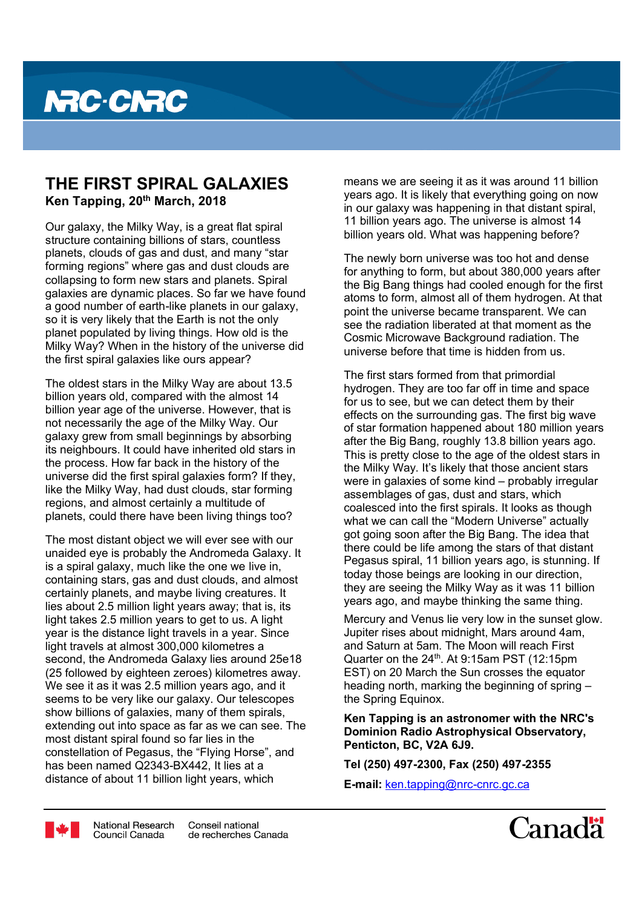# THE FIRST SPIRAL GALAXIES

**Ken Tapping, 20th March, 2018**

Our galaxy, the Milky Way, is a great flat spiral structure containing billions of stars, countless planets, clouds of gas and dust, and many "star forming regions" where gas and dust clouds are collapsing to form new stars and planets. Spiral galaxies are dynamic places. So far we have found a good number of earth-like planets in our galaxy, so it is very likely that the Earth is not the only planet populated by living things. How old is the Milky Way? When in the history of the universe did the first spiral galaxies like ours appear?

The oldest stars in the Milky Way are about 13.5 billion years old, compared with the almost 14 billion year age of the universe. However, that is not necessarily the age of the Milky Way. Our galaxy grew from small beginnings by absorbing its neighbours. It could have inherited old stars in the process. How far back in the history of the universe did the first spiral galaxies form? If they, like the Milky Way, had dust clouds, star forming regions, and almost certainly a multitude of planets, could there have been living things too?

The most distant object we will ever see with our unaided eye is probably the Andromeda Galaxy. It is a spiral galaxy, much like the one we live in, containing stars, gas and dust clouds, and almost certainly planets, and maybe living creatures. It lies about 2.5 million light years away; that is, its light takes 2.5 million years to get to us. A light year is the distance light travels in a year. Since light travels at almost 300,000 kilometres a second, the Andromeda Galaxy lies around 25e18 (25 followed by eighteen zeroes) kilometres away. We see it as it was 2.5 million years ago, and it seems to be very like our galaxy. Our telescopes show billions of galaxies, many of them spirals, extending out into space as far as we can see. The most distant spiral found so far lies in the constellation of Pegasus, the "Flying Horse", and has been named Q2343-BX442, It lies at a distance of about 11 billion light years, which means we are seeing it as it was around 11 billion years ago. It is likely that everything going on now in our galaxy was happening in that distant spiral, 11 billion years ago. The universe is almost 14 billion years old. What was happening before?

The newly born universe was too hot and dense for anything to form, but about 380,000 years after the Big Bang things had cooled enough for the first atoms to form, almost all of them hydrogen. At that point the universe became transparent. We can see the radiation liberated at that moment as the Cosmic Microwave Background radiation. The universe before that time is hidden from us.

The first stars formed from that primordial hydrogen. They are too far off in time and space for us to see, but we can detect them by their effects on the surrounding gas. The first big wave of star formation happened about 180 million years after the Big Bang, roughly 13.8 billion years ago. This is pretty close to the age of the oldest stars in the Milky Way. It's likely that those ancient stars were in galaxies of some kind – probably irregular assemblages of gas, dust and stars, which coalesced into the first spirals. It looks as though what we can call the "Modern Universe" actually got going soon after the Big Bang. The idea that there could be life among the stars of that distant Pegasus spiral, 11 billion years ago, is stunning. If today those beings are looking in our direction, they are seeing the Milky Way as it was 11 billion years ago, and maybe thinking the same thing.

Mercury and Venus lie very low in the sunset glow. Jupiter rises about midnight, Mars around 4am, and Saturn at 5am. The Moon will reach First Quarter on the 24th. At 9:15am PST (12:15pm EST) on 20 March the Sun crosses the equator heading north, marking the beginning of spring – the Spring Equinox.

**Ken Tapping is an astronomer with the NRC's Dominion Radio Astrophysical Observatory, Penticton, BC, V2A 6J9.**

**Tel (250) 497-2300, Fax (250) 497-2355**

**E-mail:** ken.tapping@nrc-cnrc.gc.ca